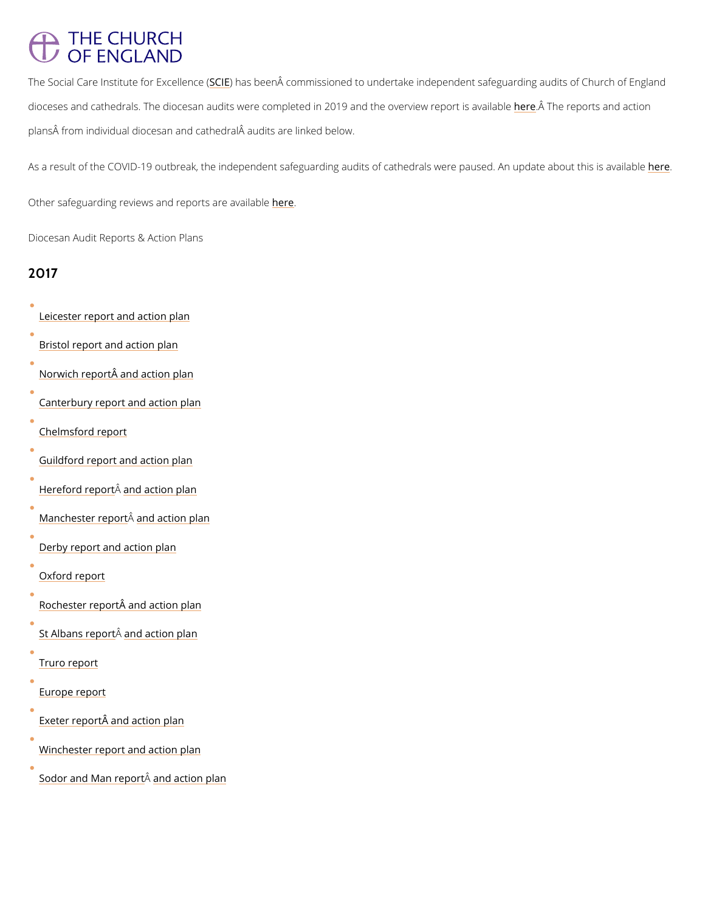# THE CHURCH OF ENGLAND

The Social Care Institute for Excellence (SCIE) has been commissioned to undertake independent safeguarding audits of Church of England dioceses and cathedrals. The diocesan audits were completed in 2019 and the overview report is available here. The reports and action plans from individual diocesan and cathedral audits are linked below.

As a result of the COVID-19 outbreak, the independent safeguarding audits of cathedrals were paused. An update about this is available here.

Other safeguarding reviews and reports are available here.

Diocesan Audit Reports & Action Plans

## 2017

- Leicester report and action plan
- Bristol report and action plan
- Norwich report and action plan
- Canterbury report and action plan
- Chelmsford report
- Guildford report and action plan
- Hereford report and action plan
- Manchester report and action plan
- Derby report and action plan
- Oxford report
- Rochester report and action plan
- St Albans report and action plan
- Truro report
- Europe report
- Exeter report and action plan
- Winchester report and action plan
- Sodor and Man report and action plan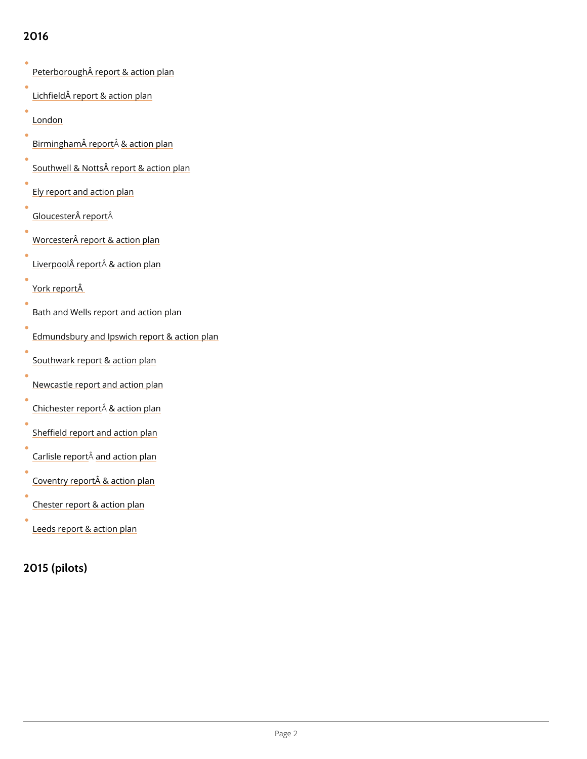## 2016

- Peterborough report & action plan
- Lichfield report & action plan
- London
- Birmingham report & action plan
- Southwell & Notts report & action plan
- Ely report and action plan
- Gloucester report
- Worcester report & action plan
- Liverpool report & action plan
- York report
- Bath and Wells report and action plan
- Edmundsbury and Ipswich report & action plan
- Southwark report & action plan
- Newcastle report and action plan
- Chichester report & action plan
- Sheffield report and action plan
- Carlisle report and action plan
- Coventry report & action plan
- Chester report & action plan
- Leeds report & action plan

## 2015 (pilots)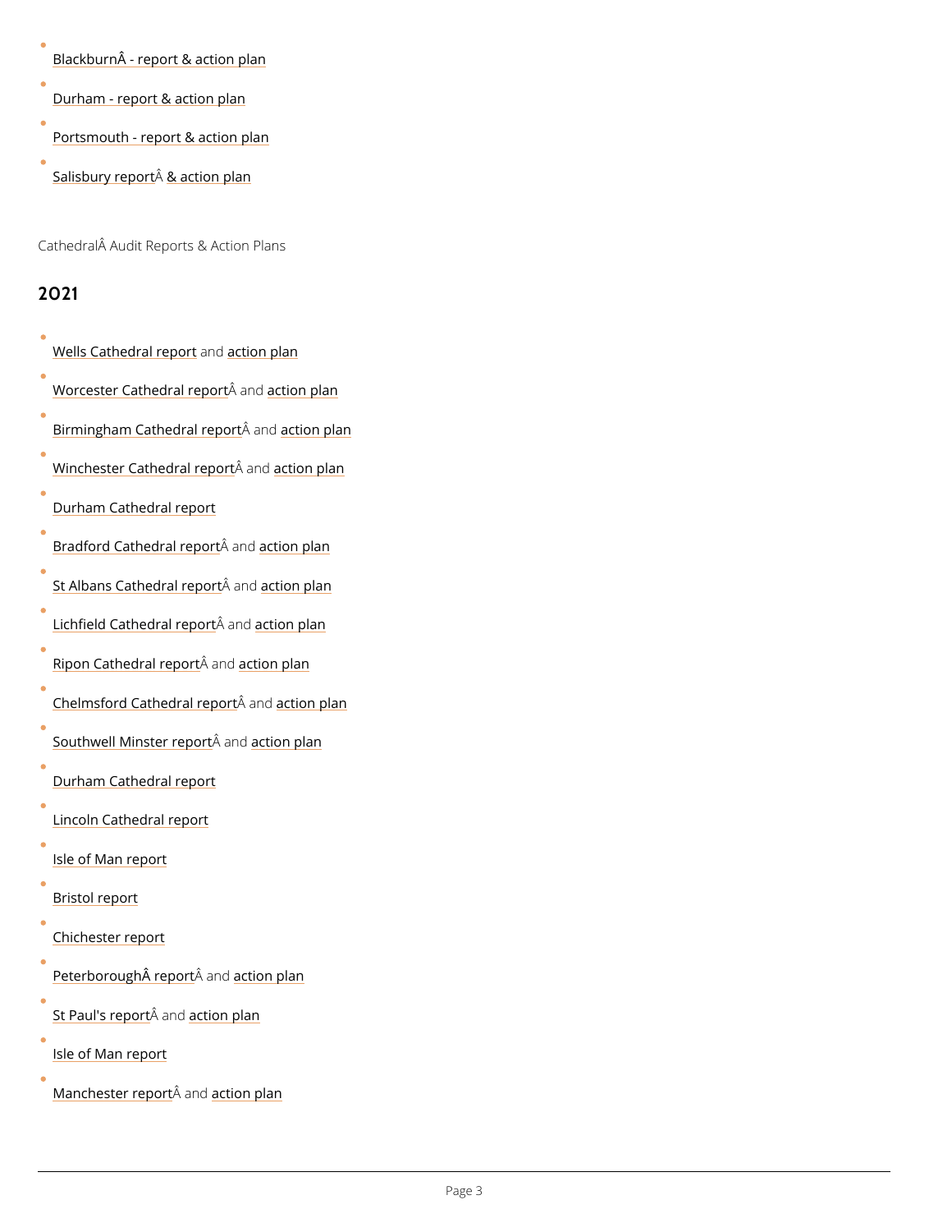- Blackburn  - report & action plan
- Durham - report & action plan
- Portsmouth - report & action plan
- Salisbury report  & action plan

Cathedral  Audit Reports & Action Plans

## 2021

- Wells Cathedral report and action plan
- Worcester Cathedral report  and action plan
- Birmingham Cathedral report  and action plan
- Winchester Cathedral report  and action plan
- Durham Cathedral report
- Bradford Cathedral report  and action plan
- St Albans Cathedral report  and action plan
- Lichfield Cathedral report  and action plan
- Ripon Cathedral report  and action plan
- Chelmsford Cathedral report  and action plan
- Southwell Minster report  and action plan
- Durham Cathedral report
- Lincoln Cathedral report
- Isle of Man report
- Bristol report
- Chichester report
- Peterborough  report  and action plan
- St Paul's report  and action plan
- Isle of Man report
- Manchester report  and action plan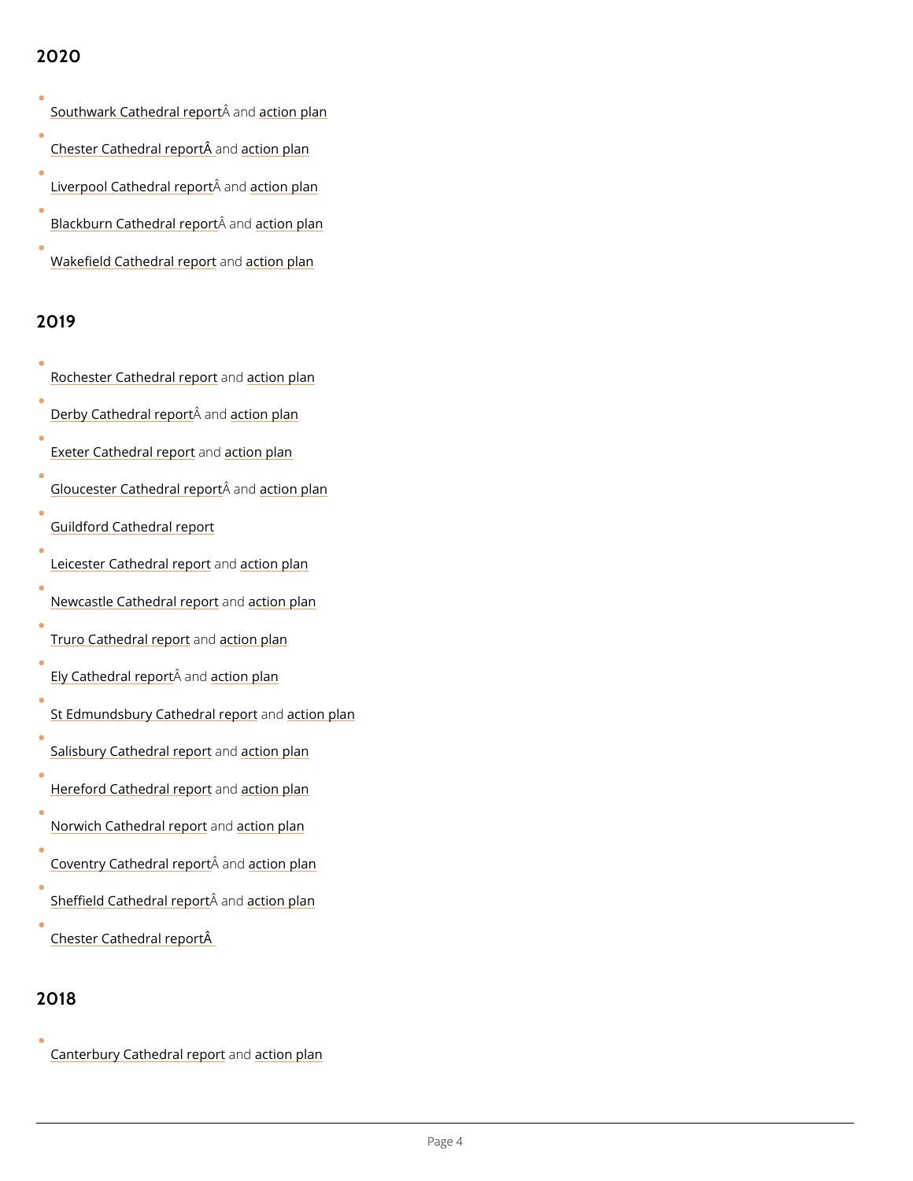## 2020

- Southwark Cathedral reportÂ and action plan
- Chester Cathedral reportÂ and action plan
- Liverpool Cathedral reportÂ and action plan
- Blackburn Cathedral reportÂ and action plan
- Wakefield Cathedral report and action plan

## 2019

- Rochester Cathedral report and action plan
- Derby Cathedral reportÂ and action plan
- Exeter Cathedral report and action plan
- Gloucester Cathedral reportÂ and action plan
- Guildford Cathedral report
- Leicester Cathedral report and action plan
- Newcastle Cathedral report and action plan
- Truro Cathedral report and action plan
- Ely Cathedral reportÂ and action plan
- St Edmundsbury Cathedral report and action plan
- Salisbury Cathedral report and action plan
- Hereford Cathedral report and action plan
- Norwich Cathedral report and action plan
- Coventry Cathedral reportÂ and action plan
- Sheffield Cathedral reportÂ and action plan
- Chester Cathedral reportÂ

## 2018

- Canterbury Cathedral report and action plan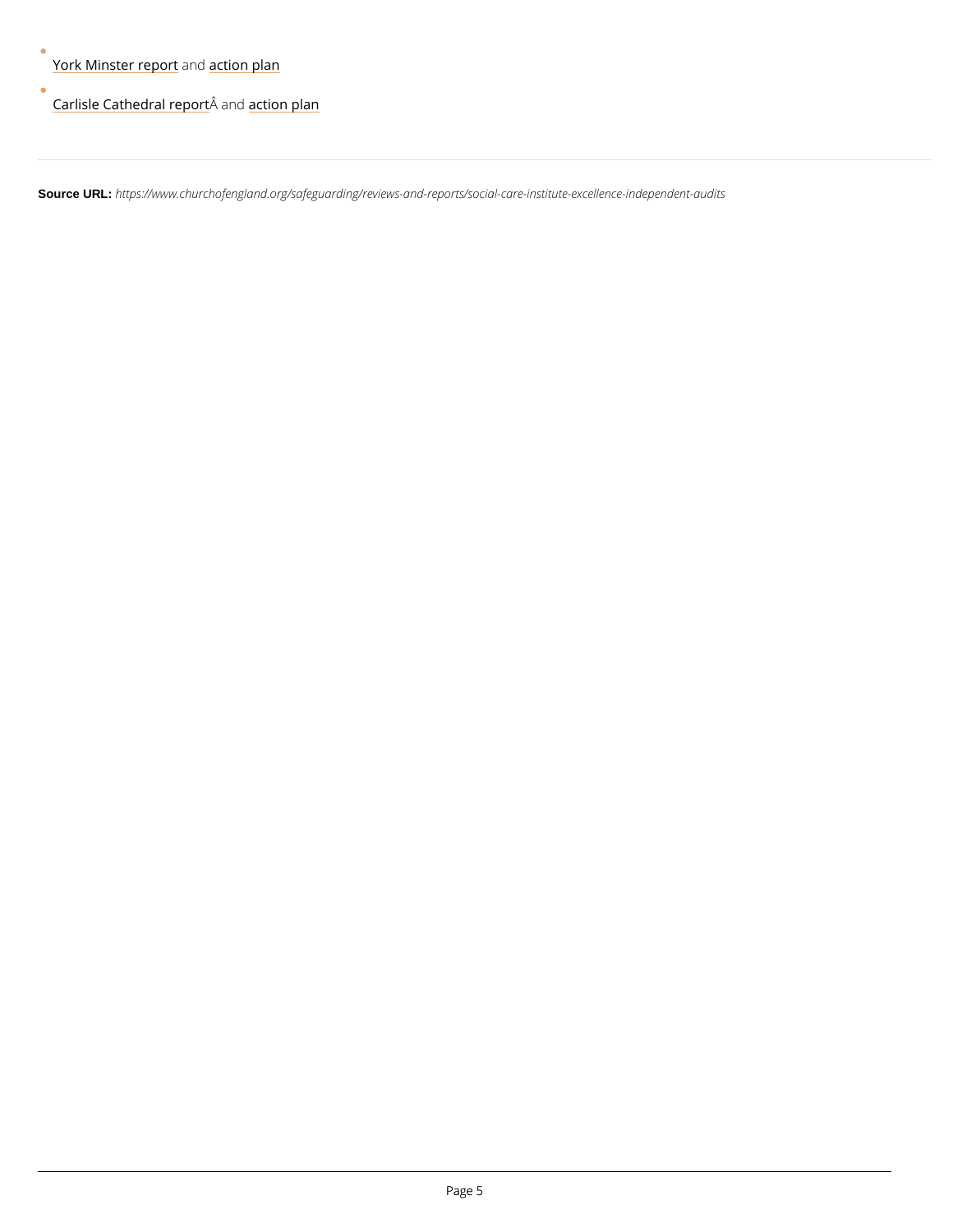- York Minster report and action plan
- Carlisle Cathedral reportÂ and action plan

---

**Source URL:** https://www.churchofengland.org/safeguarding/reviews-and-reports/social-care-institute-excellence-independent-audits